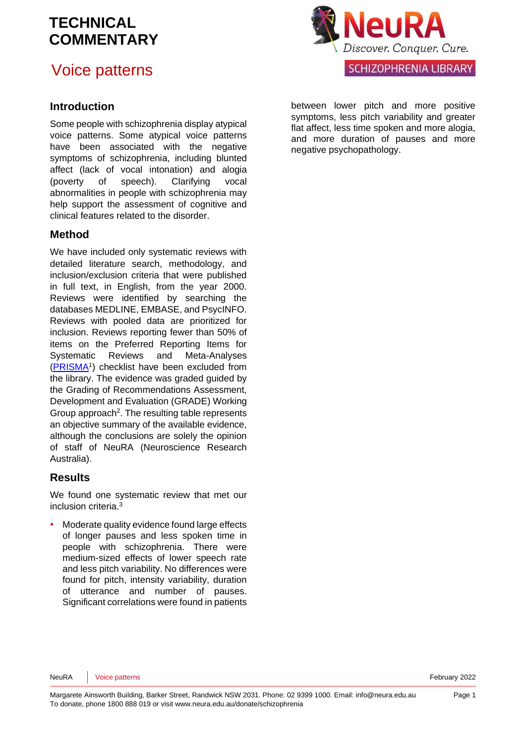# TECHNICAL COMMENTARY

## Voice patterns

NeuRA Discover. Conquer. Cure.

SCHIZOPHRENIA LIBRARY

### Introduction

Some people with schizophrenia display atypical voice patterns. Some atypical voice patterns have been associated with the negative symptoms of schizophrenia, including blunted affect (lack of vocal intonation) and alogia (poverty of speech). Clarifying vocal abnormalities in people with schizophrenia may help support the assessment of cognitive and clinical features related to the disorder.

### Method

We have included only systematic reviews with detailed literature search, methodology, and inclusion/exclusion criteria that were published in full text, in English, from the year 2000. Reviews were identified by searching the databases MEDLINE, EMBASE, and PsycINFO. Reviews with pooled data are prioritized for inclusion. Reviews reporting fewer than 50% of items on the Preferred Reporting Items for Systematic Reviews and Meta-Analyses (PRISMA[1]) checklist have been excluded from the library. The evidence was graded guided by the Grading of Recommendations Assessment, Development and Evaluation (GRADE) Working Group approach[2]. The resulting table represents an objective summary of the available evidence, although the conclusions are solely the opinion of staff of NeuRA (Neuroscience Research Australia).

### Results

We found one systematic review that met our inclusion criteria.[3]

- Moderate quality evidence found large effects of longer pauses and less spoken time in people with schizophrenia. There were medium-sized effects of lower speech rate and less pitch variability. No differences were found for pitch, intensity variability, duration of utterance and number of pauses. Significant correlations were found in patients between lower pitch and more positive symptoms, less pitch variability and greater flat affect, less time spoken and more alogia, and more duration of pauses and more negative psychopathology.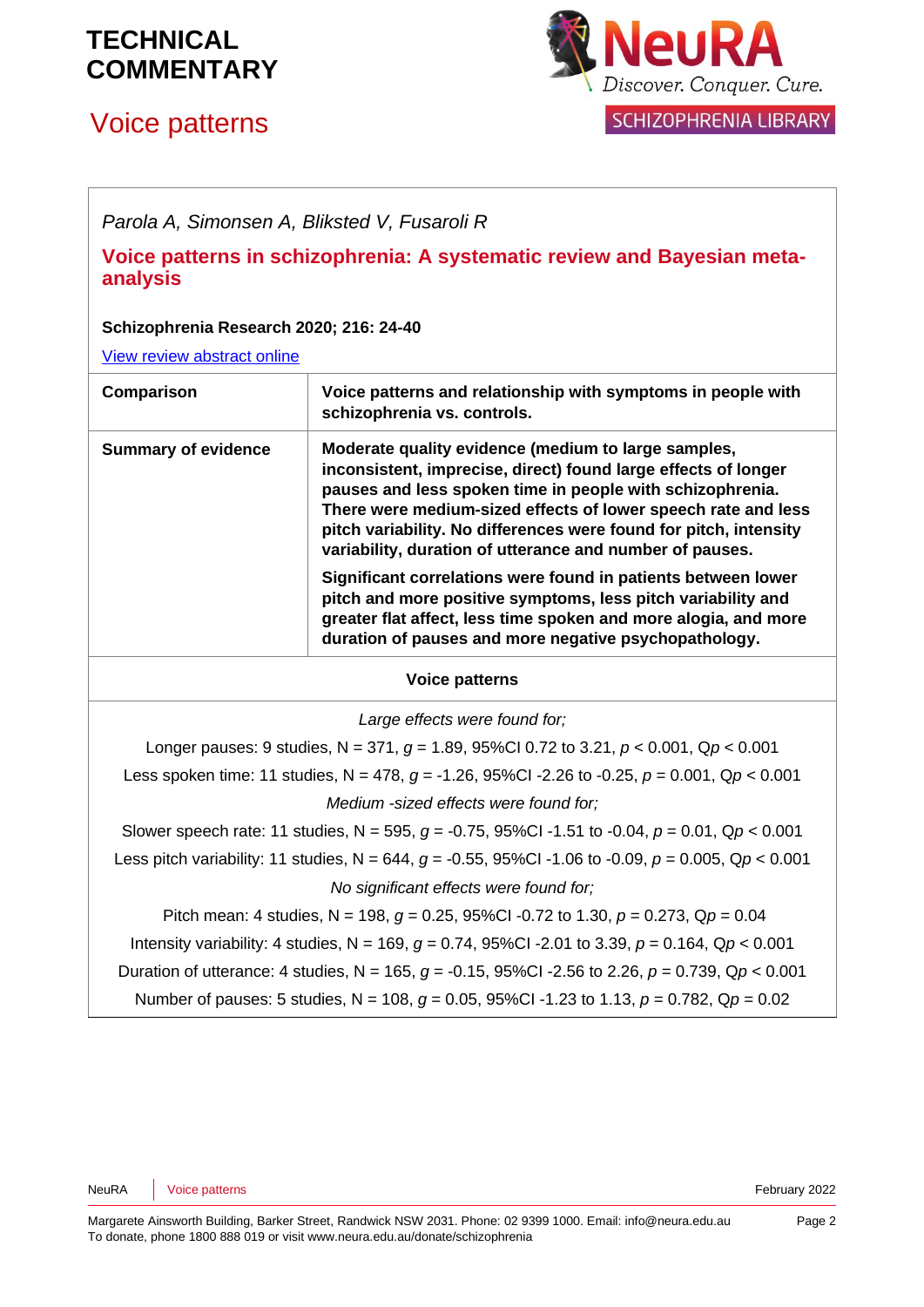# TECHNICAL COMMENTARY

## Voice patterns

*Parola A, Simonsen A, Bliksted V, Fusaroli R*

**Voice patterns in schizophrenia: A systematic review and Bayesian meta-analysis**

**Schizophrenia Research 2020; 216: 24-40**

View review abstract online

| Comparison | Voice patterns and relationship with symptoms in people with schizophrenia vs. controls. |
|---|---|
| Summary of evidence | Moderate quality evidence (medium to large samples, inconsistent, imprecise, direct) found large effects of longer pauses and less spoken time in people with schizophrenia. There were medium-sized effects of lower speech rate and less pitch variability. No differences were found for pitch, intensity variability, duration of utterance and number of pauses.<br><br>Significant correlations were found in patients between lower pitch and more positive symptoms, less pitch variability and greater flat affect, less time spoken and more alogia, and more duration of pauses and more negative psychopathology. |

**Voice patterns**

*Large effects were found for;*

Longer pauses: 9 studies, N = 371, $g$ = 1.89, 95%CI 0.72 to 3.21, $p$ < 0.001, Q$p$ < 0.001

Less spoken time: 11 studies, N = 478, $g$ = -1.26, 95%CI -2.26 to -0.25, $p$ = 0.001, Q$p$ < 0.001

*Medium -sized effects were found for;*

Slower speech rate: 11 studies, N = 595, $g$ = -0.75, 95%CI -1.51 to -0.04, $p$ = 0.01, Q$p$ < 0.001

Less pitch variability: 11 studies, N = 644, $g$ = -0.55, 95%CI -1.06 to -0.09, $p$ = 0.005, Q$p$ < 0.001

*No significant effects were found for;*

Pitch mean: 4 studies, N = 198, $g$ = 0.25, 95%CI -0.72 to 1.30, $p$ = 0.273, Q$p$ = 0.04

Intensity variability: 4 studies, N = 169, $g$ = 0.74, 95%CI -2.01 to 3.39, $p$ = 0.164, Q$p$ < 0.001

Duration of utterance: 4 studies, N = 165, $g$ = -0.15, 95%CI -2.56 to 2.26, $p$ = 0.739, Q$p$ < 0.001

Number of pauses: 5 studies, N = 108, $g$ = 0.05, 95%CI -1.23 to 1.13, $p$ = 0.782, Q$p$ = 0.02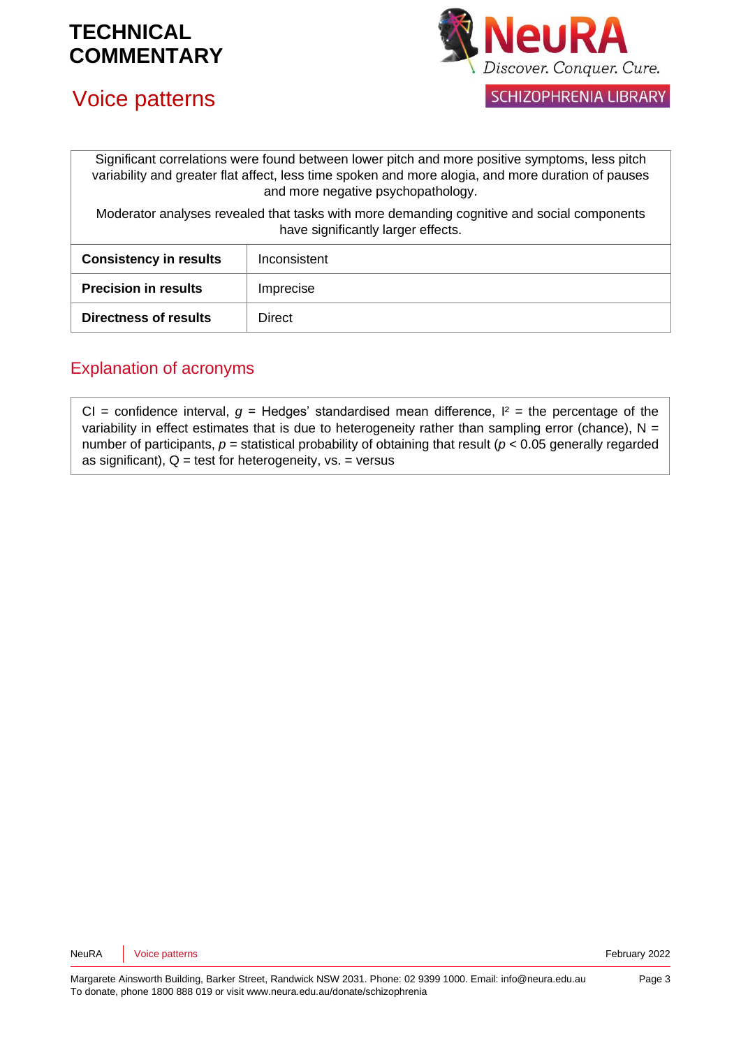| Significant correlations were found between lower pitch and more positive symptoms, less pitch variability and greater flat affect, less time spoken and more alogia, and more duration of pauses and more negative psychopathology. Moderator analyses revealed that tasks with more demanding cognitive and social components have significantly larger effects. | |
|---|---|
| **Consistency in results** | Inconsistent |
| **Precision in results** | Imprecise |
| **Directness of results** | Direct |

## Explanation of acronyms

CI = confidence interval, *g* = Hedges' standardised mean difference, $I^2$ = the percentage of the variability in effect estimates that is due to heterogeneity rather than sampling error (chance), N = number of participants, *p* = statistical probability of obtaining that result ($p < 0.05$ generally regarded as significant), Q = test for heterogeneity, vs. = versus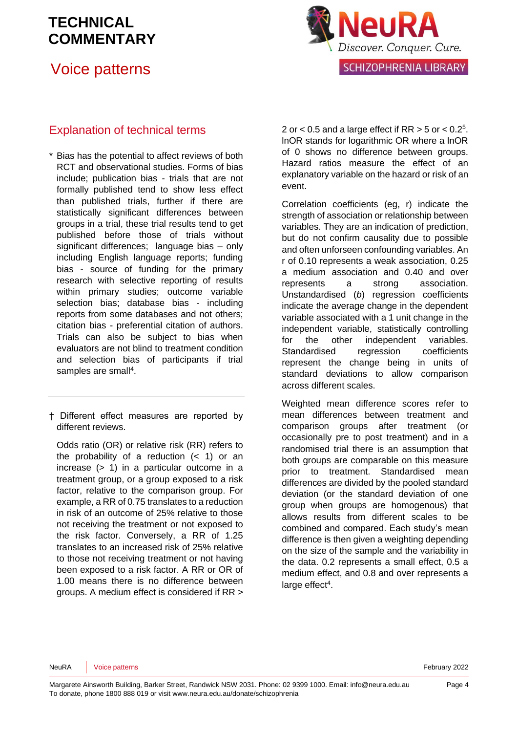## Explanation of technical terms

\* Bias has the potential to affect reviews of both RCT and observational studies. Forms of bias include; publication bias - trials that are not formally published tend to show less effect than published trials, further if there are statistically significant differences between groups in a trial, these trial results tend to get published before those of trials without significant differences; language bias – only including English language reports; funding bias - source of funding for the primary research with selective reporting of results within primary studies; outcome variable selection bias; database bias - including reports from some databases and not others; citation bias - preferential citation of authors. Trials can also be subject to bias when evaluators are not blind to treatment condition and selection bias of participants if trial samples are small[4].

---

† Different effect measures are reported by different reviews.

Odds ratio (OR) or relative risk (RR) refers to the probability of a reduction (< 1) or an increase (> 1) in a particular outcome in a treatment group, or a group exposed to a risk factor, relative to the comparison group. For example, a RR of 0.75 translates to a reduction in risk of an outcome of 25% relative to those not receiving the treatment or not exposed to the risk factor. Conversely, a RR of 1.25 translates to an increased risk of 25% relative to those not receiving treatment or not having been exposed to a risk factor. A RR or OR of 1.00 means there is no difference between groups. A medium effect is considered if RR > 2 or < 0.5 and a large effect if RR > 5 or < 0.2[5]. lnOR stands for logarithmic OR where a lnOR of 0 shows no difference between groups. Hazard ratios measure the effect of an explanatory variable on the hazard or risk of an event.

Correlation coefficients (eg, r) indicate the strength of association or relationship between variables. They are an indication of prediction, but do not confirm causality due to possible and often unforseen confounding variables. An r of 0.10 represents a weak association, 0.25 a medium association and 0.40 and over represents a strong association. Unstandardised (*b*) regression coefficients indicate the average change in the dependent variable associated with a 1 unit change in the independent variable, statistically controlling for the other independent variables. Standardised regression coefficients represent the change being in units of standard deviations to allow comparison across different scales.

Weighted mean difference scores refer to mean differences between treatment and comparison groups after treatment (or occasionally pre to post treatment) and in a randomised trial there is an assumption that both groups are comparable on this measure prior to treatment. Standardised mean differences are divided by the pooled standard deviation (or the standard deviation of one group when groups are homogenous) that allows results from different scales to be combined and compared. Each study's mean difference is then given a weighting depending on the size of the sample and the variability in the data. 0.2 represents a small effect, 0.5 a medium effect, and 0.8 and over represents a large effect[4].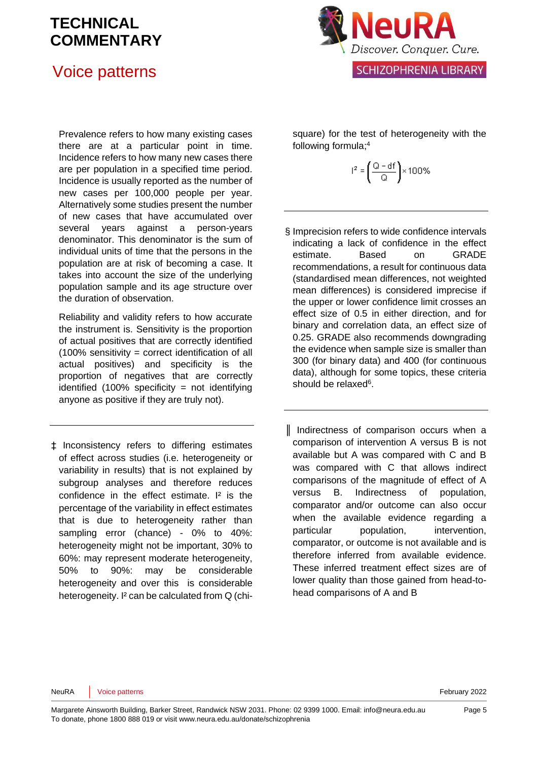Prevalence refers to how many existing cases there are at a particular point in time. Incidence refers to how many new cases there are per population in a specified time period. Incidence is usually reported as the number of new cases per 100,000 people per year. Alternatively some studies present the number of new cases that have accumulated over several years against a person-years denominator. This denominator is the sum of individual units of time that the persons in the population are at risk of becoming a case. It takes into account the size of the underlying population sample and its age structure over the duration of observation.

Reliability and validity refers to how accurate the instrument is. Sensitivity is the proportion of actual positives that are correctly identified (100% sensitivity = correct identification of all actual positives) and specificity is the proportion of negatives that are correctly identified (100% specificity = not identifying anyone as positive if they are truly not).

---

‡ Inconsistency refers to differing estimates of effect across studies (i.e. heterogeneity or variability in results) that is not explained by subgroup analyses and therefore reduces confidence in the effect estimate. $I^2$ is the percentage of the variability in effect estimates that is due to heterogeneity rather than sampling error (chance) - 0% to 40%: heterogeneity might not be important, 30% to 60%: may represent moderate heterogeneity, 50% to 90%: may be considerable heterogeneity and over this is considerable heterogeneity. $I^2$ can be calculated from Q (chi-square) for the test of heterogeneity with the following formula;[4]

$$I^2 = \left(\frac{Q - df}{Q}\right) \times 100\%$$

---

§ Imprecision refers to wide confidence intervals indicating a lack of confidence in the effect estimate. Based on GRADE recommendations, a result for continuous data (standardised mean differences, not weighted mean differences) is considered imprecise if the upper or lower confidence limit crosses an effect size of 0.5 in either direction, and for binary and correlation data, an effect size of 0.25. GRADE also recommends downgrading the evidence when sample size is smaller than 300 (for binary data) and 400 (for continuous data), although for some topics, these criteria should be relaxed[6].

---

‖ Indirectness of comparison occurs when a comparison of intervention A versus B is not available but A was compared with C and B was compared with C that allows indirect comparisons of the magnitude of effect of A versus B. Indirectness of population, comparator and/or outcome can also occur when the available evidence regarding a particular population, intervention, comparator, or outcome is not available and is therefore inferred from available evidence. These inferred treatment effect sizes are of lower quality than those gained from head-to-head comparisons of A and B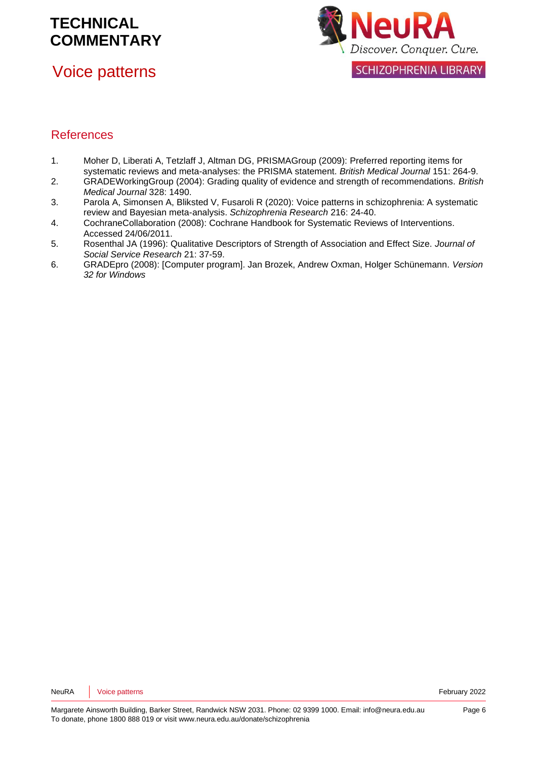## References

1. Moher D, Liberati A, Tetzlaff J, Altman DG, PRISMAGroup (2009): Preferred reporting items for systematic reviews and meta-analyses: the PRISMA statement. *British Medical Journal* 151: 264-9.
2. GRADEWorkingGroup (2004): Grading quality of evidence and strength of recommendations. *British Medical Journal* 328: 1490.
3. Parola A, Simonsen A, Bliksted V, Fusaroli R (2020): Voice patterns in schizophrenia: A systematic review and Bayesian meta-analysis. *Schizophrenia Research* 216: 24-40.
4. CochraneCollaboration (2008): Cochrane Handbook for Systematic Reviews of Interventions. Accessed 24/06/2011.
5. Rosenthal JA (1996): Qualitative Descriptors of Strength of Association and Effect Size. *Journal of Social Service Research* 21: 37-59.
6. GRADEpro (2008): [Computer program]. Jan Brozek, Andrew Oxman, Holger Schünemann. *Version 32 for Windows*